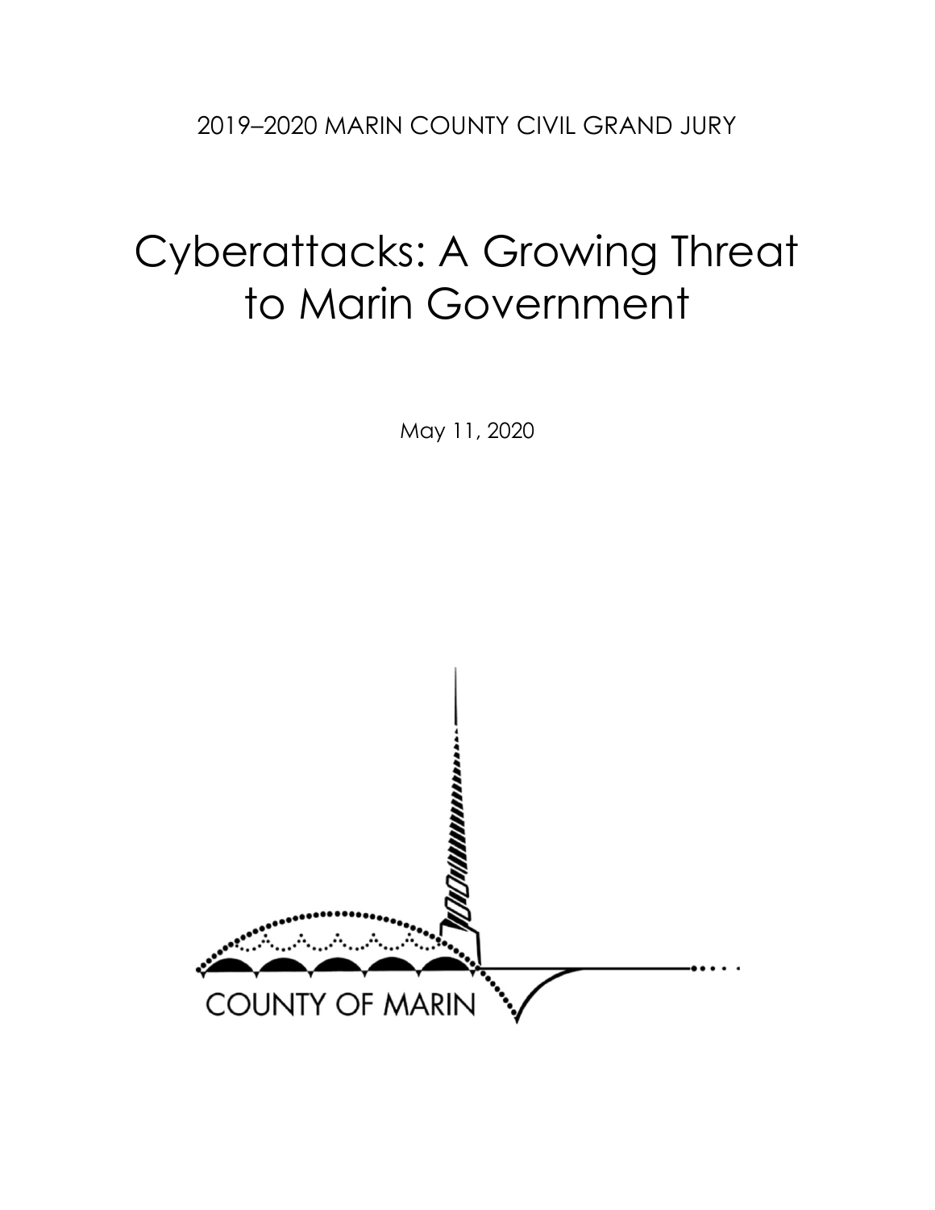2019–2020 MARIN COUNTY CIVIL GRAND JURY

# Cyberattacks: A Growing Threat to Marin Government

May 11, 2020

COUNTY OF MARIN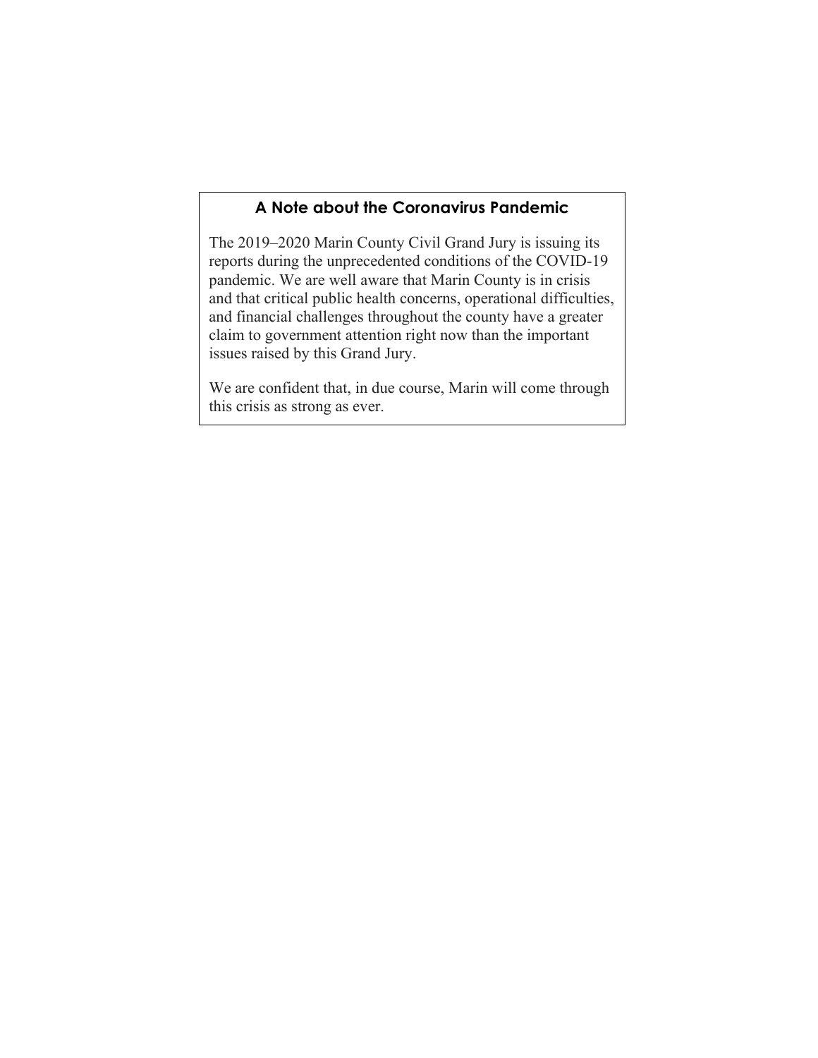## A Note about the Coronavirus Pandemic

The 2019–2020 Marin County Civil Grand Jury is issuing its reports during the unprecedented conditions of the COVID-19 pandemic. We are well aware that Marin County is in crisis and that critical public health concerns, operational difficulties, and financial challenges throughout the county have a greater claim to government attention right now than the important issues raised by this Grand Jury.

We are confident that, in due course, Marin will come through this crisis as strong as ever.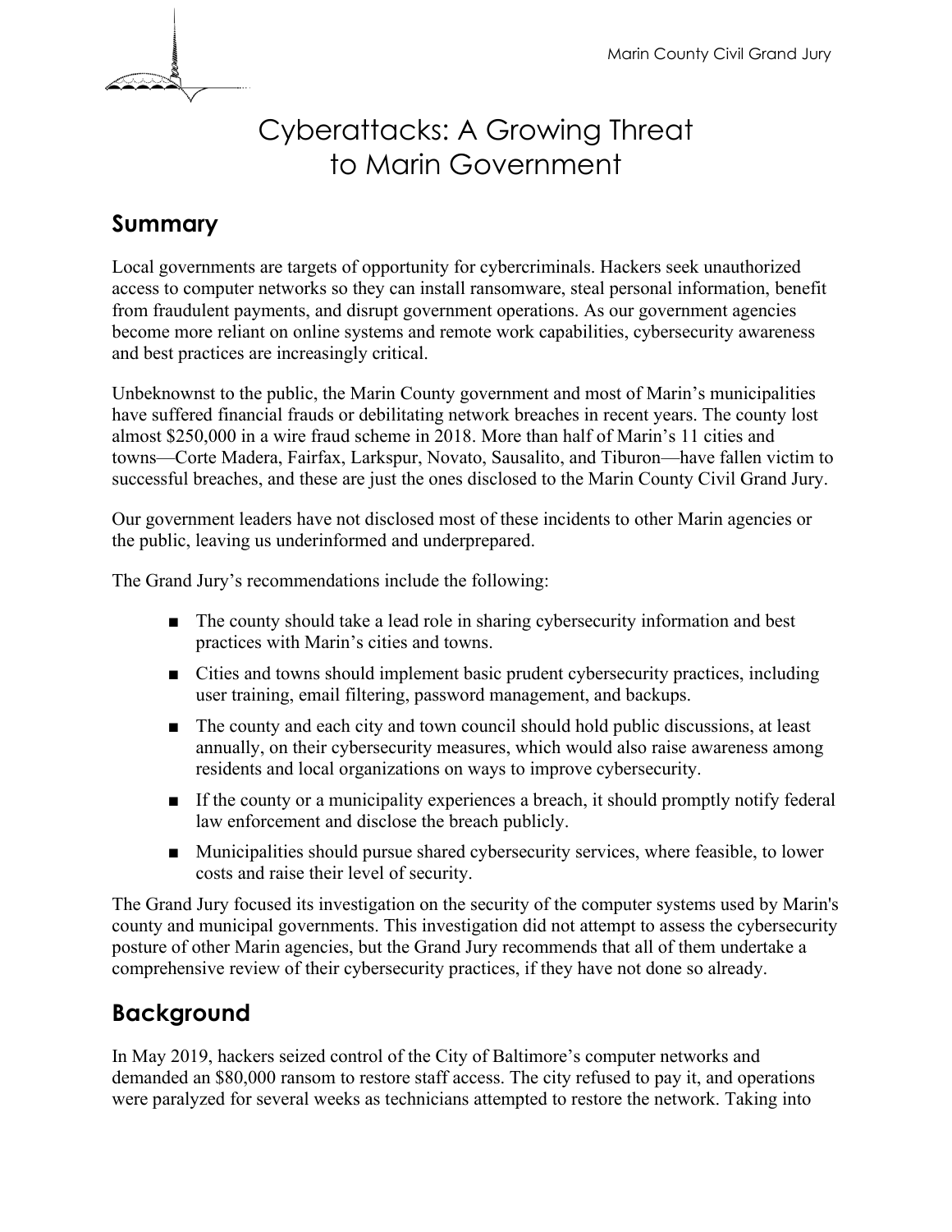# Cyberattacks: A Growing Threat to Marin Government

## Summary

Local governments are targets of opportunity for cybercriminals. Hackers seek unauthorized access to computer networks so they can install ransomware, steal personal information, benefit from fraudulent payments, and disrupt government operations. As our government agencies become more reliant on online systems and remote work capabilities, cybersecurity awareness and best practices are increasingly critical.

Unbeknownst to the public, the Marin County government and most of Marin's municipalities have suffered financial frauds or debilitating network breaches in recent years. The county lost almost $250,000 in a wire fraud scheme in 2018. More than half of Marin's 11 cities and towns—Corte Madera, Fairfax, Larkspur, Novato, Sausalito, and Tiburon—have fallen victim to successful breaches, and these are just the ones disclosed to the Marin County Civil Grand Jury.

Our government leaders have not disclosed most of these incidents to other Marin agencies or the public, leaving us underinformed and underprepared.

The Grand Jury's recommendations include the following:

- The county should take a lead role in sharing cybersecurity information and best practices with Marin's cities and towns.
- Cities and towns should implement basic prudent cybersecurity practices, including user training, email filtering, password management, and backups.
- The county and each city and town council should hold public discussions, at least annually, on their cybersecurity measures, which would also raise awareness among residents and local organizations on ways to improve cybersecurity.
- If the county or a municipality experiences a breach, it should promptly notify federal law enforcement and disclose the breach publicly.
- Municipalities should pursue shared cybersecurity services, where feasible, to lower costs and raise their level of security.

The Grand Jury focused its investigation on the security of the computer systems used by Marin's county and municipal governments. This investigation did not attempt to assess the cybersecurity posture of other Marin agencies, but the Grand Jury recommends that all of them undertake a comprehensive review of their cybersecurity practices, if they have not done so already.

## Background

In May 2019, hackers seized control of the City of Baltimore's computer networks and demanded an $80,000 ransom to restore staff access. The city refused to pay it, and operations were paralyzed for several weeks as technicians attempted to restore the network. Taking into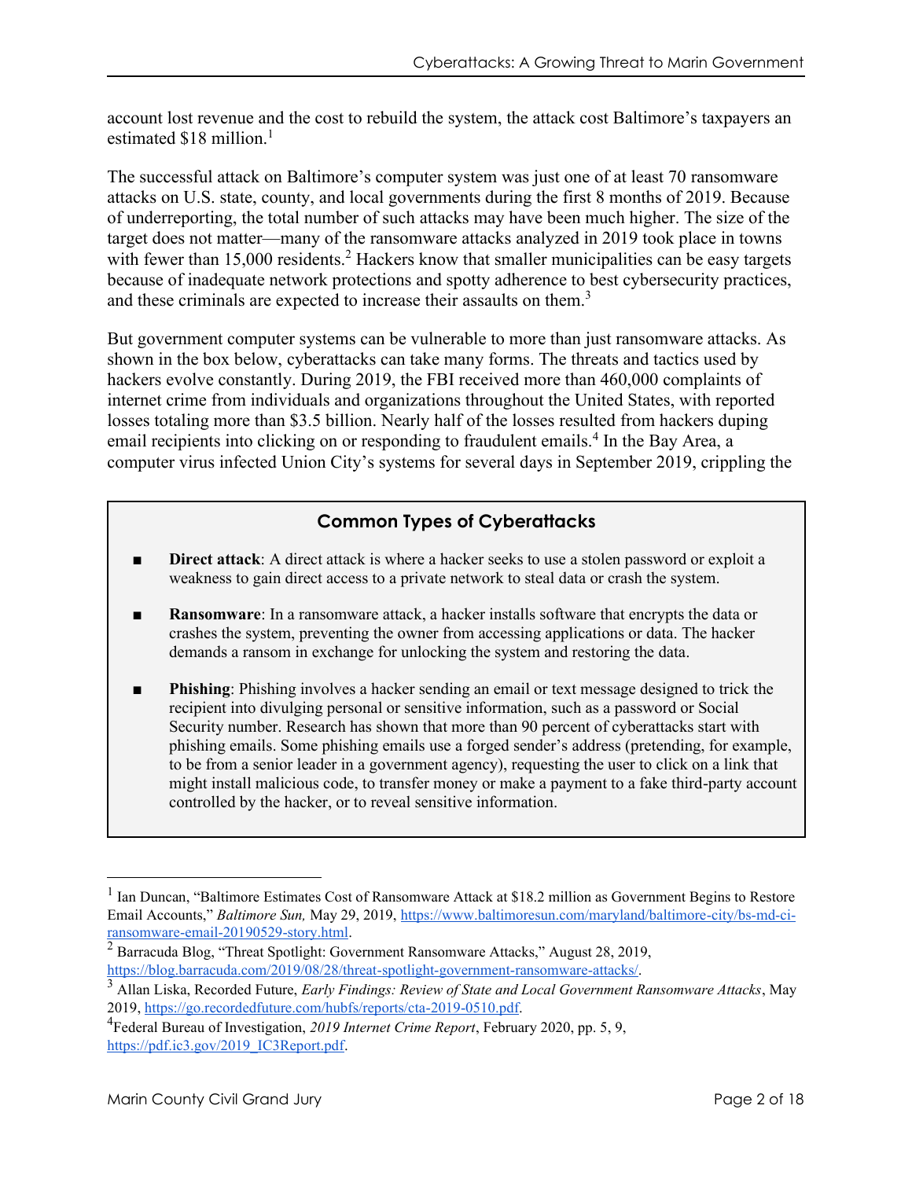account lost revenue and the cost to rebuild the system, the attack cost Baltimore's taxpayers an estimated $18 million.[1]

The successful attack on Baltimore's computer system was just one of at least 70 ransomware attacks on U.S. state, county, and local governments during the first 8 months of 2019. Because of underreporting, the total number of such attacks may have been much higher. The size of the target does not matter—many of the ransomware attacks analyzed in 2019 took place in towns with fewer than 15,000 residents.[2] Hackers know that smaller municipalities can be easy targets because of inadequate network protections and spotty adherence to best cybersecurity practices, and these criminals are expected to increase their assaults on them.[3]

But government computer systems can be vulnerable to more than just ransomware attacks. As shown in the box below, cyberattacks can take many forms. The threats and tactics used by hackers evolve constantly. During 2019, the FBI received more than 460,000 complaints of internet crime from individuals and organizations throughout the United States, with reported losses totaling more than $3.5 billion. Nearly half of the losses resulted from hackers duping email recipients into clicking on or responding to fraudulent emails.[4] In the Bay Area, a computer virus infected Union City's systems for several days in September 2019, crippling the

### Common Types of Cyberattacks

- **Direct attack**: A direct attack is where a hacker seeks to use a stolen password or exploit a weakness to gain direct access to a private network to steal data or crash the system.
- **Ransomware**: In a ransomware attack, a hacker installs software that encrypts the data or crashes the system, preventing the owner from accessing applications or data. The hacker demands a ransom in exchange for unlocking the system and restoring the data.
- **Phishing**: Phishing involves a hacker sending an email or text message designed to trick the recipient into divulging personal or sensitive information, such as a password or Social Security number. Research has shown that more than 90 percent of cyberattacks start with phishing emails. Some phishing emails use a forged sender's address (pretending, for example, to be from a senior leader in a government agency), requesting the user to click on a link that might install malicious code, to transfer money or make a payment to a fake third-party account controlled by the hacker, or to reveal sensitive information.

---

[1] Ian Duncan, "Baltimore Estimates Cost of Ransomware Attack at $18.2 million as Government Begins to Restore Email Accounts," *Baltimore Sun,* May 29, 2019, https://www.baltimoresun.com/maryland/baltimore-city/bs-md-ci-ransomware-email-20190529-story.html.

[2] Barracuda Blog, "Threat Spotlight: Government Ransomware Attacks," August 28, 2019, https://blog.barracuda.com/2019/08/28/threat-spotlight-government-ransomware-attacks/.

[3] Allan Liska, Recorded Future, *Early Findings: Review of State and Local Government Ransomware Attacks*, May 2019, https://go.recordedfuture.com/hubfs/reports/cta-2019-0510.pdf.

[4] Federal Bureau of Investigation, *2019 Internet Crime Report*, February 2020, pp. 5, 9, https://pdf.ic3.gov/2019_IC3Report.pdf.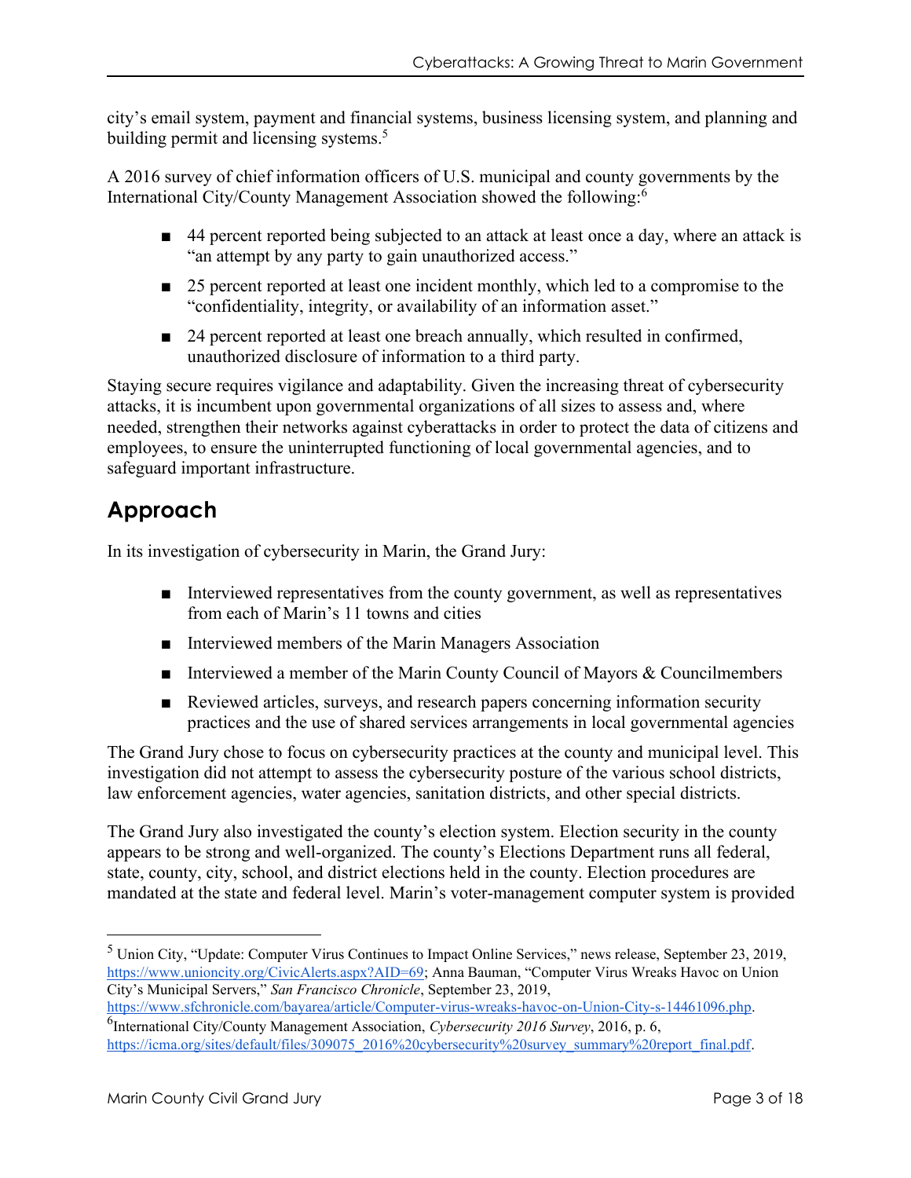city's email system, payment and financial systems, business licensing system, and planning and building permit and licensing systems.[5]

A 2016 survey of chief information officers of U.S. municipal and county governments by the International City/County Management Association showed the following:[6]

- 44 percent reported being subjected to an attack at least once a day, where an attack is "an attempt by any party to gain unauthorized access."
- 25 percent reported at least one incident monthly, which led to a compromise to the "confidentiality, integrity, or availability of an information asset."
- 24 percent reported at least one breach annually, which resulted in confirmed, unauthorized disclosure of information to a third party.

Staying secure requires vigilance and adaptability. Given the increasing threat of cybersecurity attacks, it is incumbent upon governmental organizations of all sizes to assess and, where needed, strengthen their networks against cyberattacks in order to protect the data of citizens and employees, to ensure the uninterrupted functioning of local governmental agencies, and to safeguard important infrastructure.

## Approach

In its investigation of cybersecurity in Marin, the Grand Jury:

- Interviewed representatives from the county government, as well as representatives from each of Marin's 11 towns and cities
- Interviewed members of the Marin Managers Association
- Interviewed a member of the Marin County Council of Mayors & Councilmembers
- Reviewed articles, surveys, and research papers concerning information security practices and the use of shared services arrangements in local governmental agencies

The Grand Jury chose to focus on cybersecurity practices at the county and municipal level. This investigation did not attempt to assess the cybersecurity posture of the various school districts, law enforcement agencies, water agencies, sanitation districts, and other special districts.

The Grand Jury also investigated the county's election system. Election security in the county appears to be strong and well-organized. The county's Elections Department runs all federal, state, county, city, school, and district elections held in the county. Election procedures are mandated at the state and federal level. Marin's voter-management computer system is provided

---

[5] Union City, "Update: Computer Virus Continues to Impact Online Services," news release, September 23, 2019, https://www.unioncity.org/CivicAlerts.aspx?AID=69; Anna Bauman, "Computer Virus Wreaks Havoc on Union City's Municipal Servers," *San Francisco Chronicle*, September 23, 2019, https://www.sfchronicle.com/bayarea/article/Computer-virus-wreaks-havoc-on-Union-City-s-14461096.php.

[6] International City/County Management Association, *Cybersecurity 2016 Survey*, 2016, p. 6, https://icma.org/sites/default/files/309075_2016%20cybersecurity%20survey_summary%20report_final.pdf.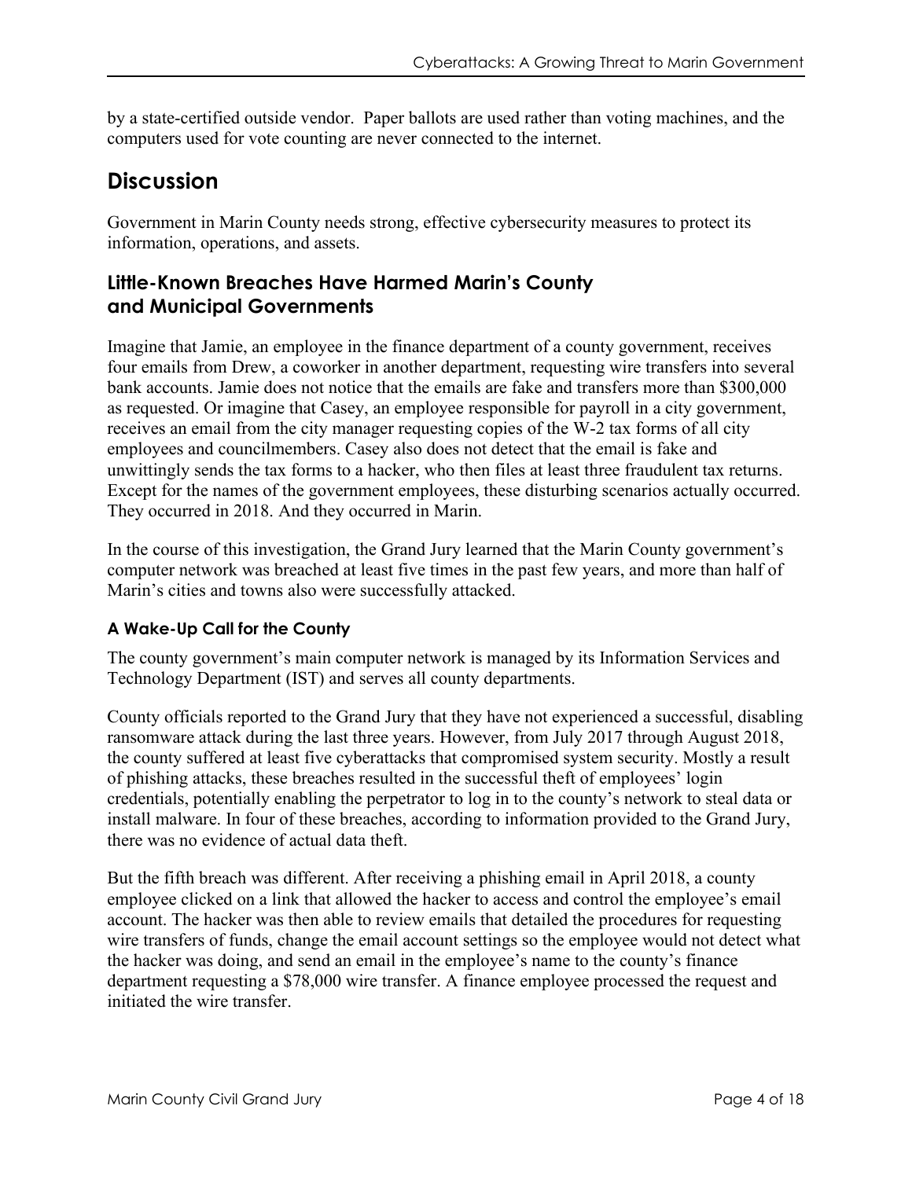by a state-certified outside vendor. Paper ballots are used rather than voting machines, and the computers used for vote counting are never connected to the internet.

# Discussion

Government in Marin County needs strong, effective cybersecurity measures to protect its information, operations, and assets.

## Little-Known Breaches Have Harmed Marin's County and Municipal Governments

Imagine that Jamie, an employee in the finance department of a county government, receives four emails from Drew, a coworker in another department, requesting wire transfers into several bank accounts. Jamie does not notice that the emails are fake and transfers more than $300,000 as requested. Or imagine that Casey, an employee responsible for payroll in a city government, receives an email from the city manager requesting copies of the W-2 tax forms of all city employees and councilmembers. Casey also does not detect that the email is fake and unwittingly sends the tax forms to a hacker, who then files at least three fraudulent tax returns. Except for the names of the government employees, these disturbing scenarios actually occurred. They occurred in 2018. And they occurred in Marin.

In the course of this investigation, the Grand Jury learned that the Marin County government's computer network was breached at least five times in the past few years, and more than half of Marin's cities and towns also were successfully attacked.

### A Wake-Up Call for the County

The county government's main computer network is managed by its Information Services and Technology Department (IST) and serves all county departments.

County officials reported to the Grand Jury that they have not experienced a successful, disabling ransomware attack during the last three years. However, from July 2017 through August 2018, the county suffered at least five cyberattacks that compromised system security. Mostly a result of phishing attacks, these breaches resulted in the successful theft of employees' login credentials, potentially enabling the perpetrator to log in to the county's network to steal data or install malware. In four of these breaches, according to information provided to the Grand Jury, there was no evidence of actual data theft.

But the fifth breach was different. After receiving a phishing email in April 2018, a county employee clicked on a link that allowed the hacker to access and control the employee's email account. The hacker was then able to review emails that detailed the procedures for requesting wire transfers of funds, change the email account settings so the employee would not detect what the hacker was doing, and send an email in the employee's name to the county's finance department requesting a $78,000 wire transfer. A finance employee processed the request and initiated the wire transfer.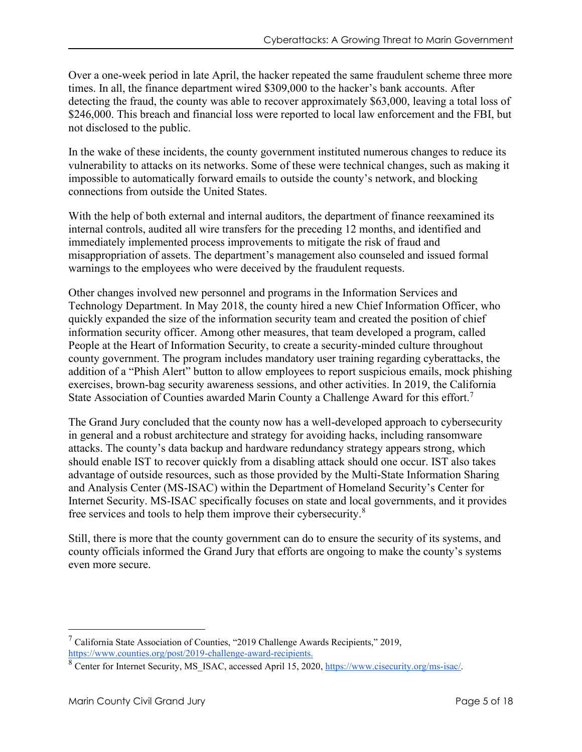Over a one-week period in late April, the hacker repeated the same fraudulent scheme three more times. In all, the finance department wired $309,000 to the hacker's bank accounts. After detecting the fraud, the county was able to recover approximately $63,000, leaving a total loss of $246,000. This breach and financial loss were reported to local law enforcement and the FBI, but not disclosed to the public.

In the wake of these incidents, the county government instituted numerous changes to reduce its vulnerability to attacks on its networks. Some of these were technical changes, such as making it impossible to automatically forward emails to outside the county's network, and blocking connections from outside the United States.

With the help of both external and internal auditors, the department of finance reexamined its internal controls, audited all wire transfers for the preceding 12 months, and identified and immediately implemented process improvements to mitigate the risk of fraud and misappropriation of assets. The department's management also counseled and issued formal warnings to the employees who were deceived by the fraudulent requests.

Other changes involved new personnel and programs in the Information Services and Technology Department. In May 2018, the county hired a new Chief Information Officer, who quickly expanded the size of the information security team and created the position of chief information security officer. Among other measures, that team developed a program, called People at the Heart of Information Security, to create a security-minded culture throughout county government. The program includes mandatory user training regarding cyberattacks, the addition of a "Phish Alert" button to allow employees to report suspicious emails, mock phishing exercises, brown-bag security awareness sessions, and other activities. In 2019, the California State Association of Counties awarded Marin County a Challenge Award for this effort.[7]

The Grand Jury concluded that the county now has a well-developed approach to cybersecurity in general and a robust architecture and strategy for avoiding hacks, including ransomware attacks. The county's data backup and hardware redundancy strategy appears strong, which should enable IST to recover quickly from a disabling attack should one occur. IST also takes advantage of outside resources, such as those provided by the Multi-State Information Sharing and Analysis Center (MS-ISAC) within the Department of Homeland Security's Center for Internet Security. MS-ISAC specifically focuses on state and local governments, and it provides free services and tools to help them improve their cybersecurity.[8]

Still, there is more that the county government can do to ensure the security of its systems, and county officials informed the Grand Jury that efforts are ongoing to make the county's systems even more secure.

---

[7] California State Association of Counties, "2019 Challenge Awards Recipients," 2019, https://www.counties.org/post/2019-challenge-award-recipients.

[8] Center for Internet Security, MS_ISAC, accessed April 15, 2020, https://www.cisecurity.org/ms-isac/.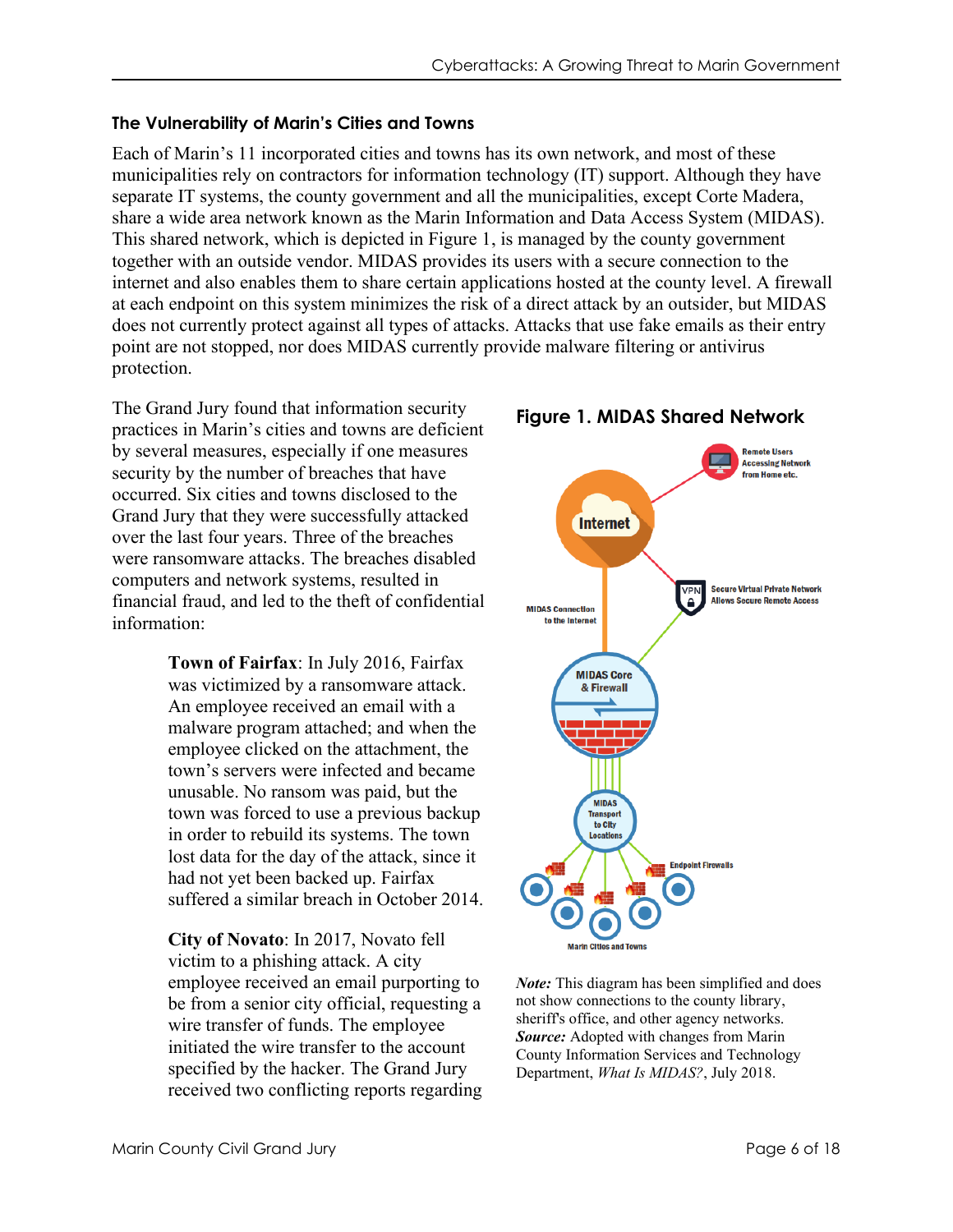### The Vulnerability of Marin's Cities and Towns

Each of Marin's 11 incorporated cities and towns has its own network, and most of these municipalities rely on contractors for information technology (IT) support. Although they have separate IT systems, the county government and all the municipalities, except Corte Madera, share a wide area network known as the Marin Information and Data Access System (MIDAS). This shared network, which is depicted in Figure 1, is managed by the county government together with an outside vendor. MIDAS provides its users with a secure connection to the internet and also enables them to share certain applications hosted at the county level. A firewall at each endpoint on this system minimizes the risk of a direct attack by an outsider, but MIDAS does not currently protect against all types of attacks. Attacks that use fake emails as their entry point are not stopped, nor does MIDAS currently provide malware filtering or antivirus protection.

The Grand Jury found that information security practices in Marin's cities and towns are deficient by several measures, especially if one measures security by the number of breaches that have occurred. Six cities and towns disclosed to the Grand Jury that they were successfully attacked over the last four years. Three of the breaches were ransomware attacks. The breaches disabled computers and network systems, resulted in financial fraud, and led to the theft of confidential information:

> **Town of Fairfax**: In July 2016, Fairfax was victimized by a ransomware attack. An employee received an email with a malware program attached; and when the employee clicked on the attachment, the town's servers were infected and became unusable. No ransom was paid, but the town was forced to use a previous backup in order to rebuild its systems. The town lost data for the day of the attack, since it had not yet been backed up. Fairfax suffered a similar breach in October 2014.

> **City of Novato**: In 2017, Novato fell victim to a phishing attack. A city employee received an email purporting to be from a senior city official, requesting a wire transfer of funds. The employee initiated the wire transfer to the account specified by the hacker. The Grand Jury received two conflicting reports regarding

**Figure 1. MIDAS Shared Network**

*Note:* This diagram has been simplified and does not show connections to the county library, sheriff's office, and other agency networks.
*Source:* Adopted with changes from Marin County Information Services and Technology Department, *What Is MIDAS?*, July 2018.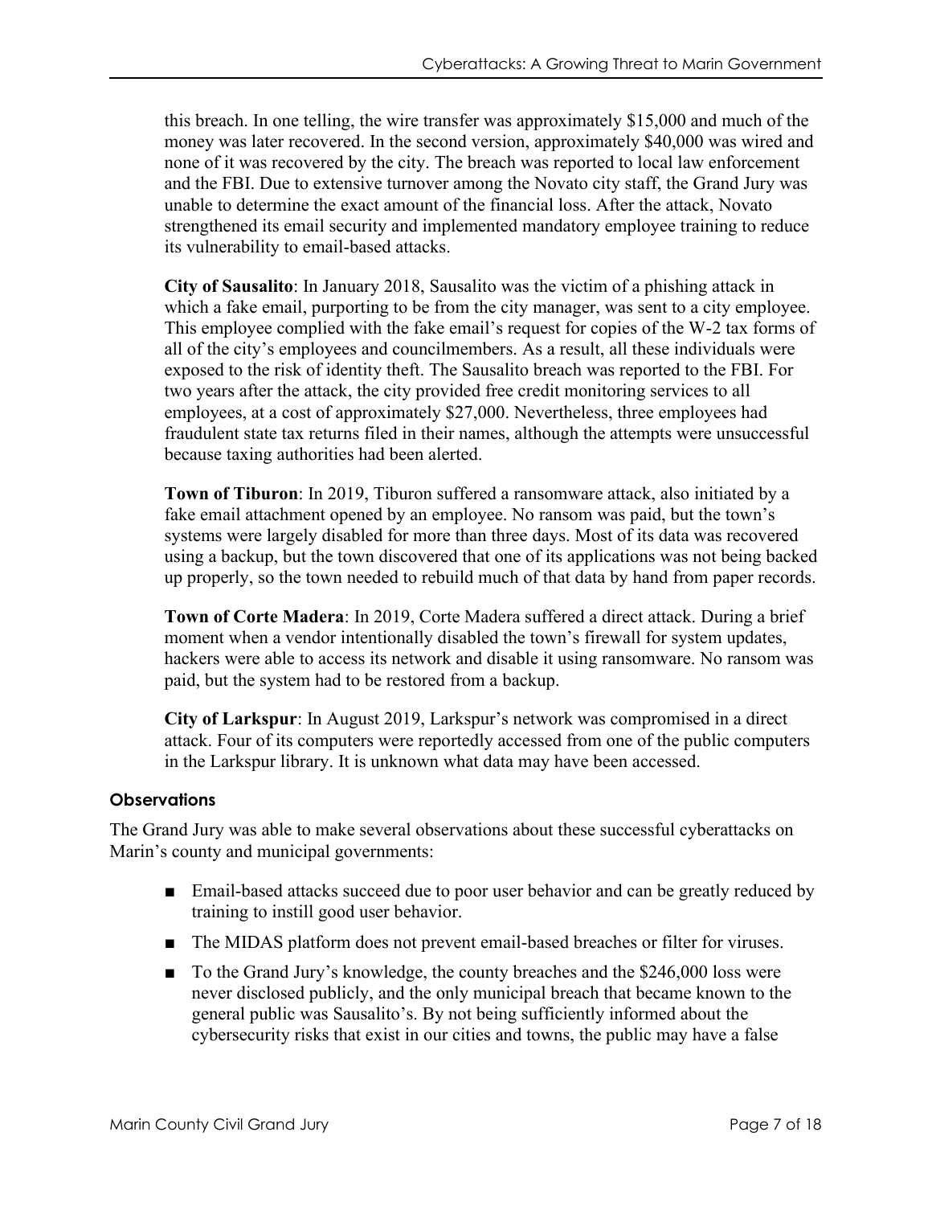this breach. In one telling, the wire transfer was approximately $15,000 and much of the money was later recovered. In the second version, approximately $40,000 was wired and none of it was recovered by the city. The breach was reported to local law enforcement and the FBI. Due to extensive turnover among the Novato city staff, the Grand Jury was unable to determine the exact amount of the financial loss. After the attack, Novato strengthened its email security and implemented mandatory employee training to reduce its vulnerability to email-based attacks.

**City of Sausalito**: In January 2018, Sausalito was the victim of a phishing attack in which a fake email, purporting to be from the city manager, was sent to a city employee. This employee complied with the fake email's request for copies of the W-2 tax forms of all of the city's employees and councilmembers. As a result, all these individuals were exposed to the risk of identity theft. The Sausalito breach was reported to the FBI. For two years after the attack, the city provided free credit monitoring services to all employees, at a cost of approximately $27,000. Nevertheless, three employees had fraudulent state tax returns filed in their names, although the attempts were unsuccessful because taxing authorities had been alerted.

**Town of Tiburon**: In 2019, Tiburon suffered a ransomware attack, also initiated by a fake email attachment opened by an employee. No ransom was paid, but the town's systems were largely disabled for more than three days. Most of its data was recovered using a backup, but the town discovered that one of its applications was not being backed up properly, so the town needed to rebuild much of that data by hand from paper records.

**Town of Corte Madera**: In 2019, Corte Madera suffered a direct attack. During a brief moment when a vendor intentionally disabled the town's firewall for system updates, hackers were able to access its network and disable it using ransomware. No ransom was paid, but the system had to be restored from a backup.

**City of Larkspur**: In August 2019, Larkspur's network was compromised in a direct attack. Four of its computers were reportedly accessed from one of the public computers in the Larkspur library. It is unknown what data may have been accessed.

### Observations

The Grand Jury was able to make several observations about these successful cyberattacks on Marin's county and municipal governments:

- Email-based attacks succeed due to poor user behavior and can be greatly reduced by training to instill good user behavior.
- The MIDAS platform does not prevent email-based breaches or filter for viruses.
- To the Grand Jury's knowledge, the county breaches and the $246,000 loss were never disclosed publicly, and the only municipal breach that became known to the general public was Sausalito's. By not being sufficiently informed about the cybersecurity risks that exist in our cities and towns, the public may have a false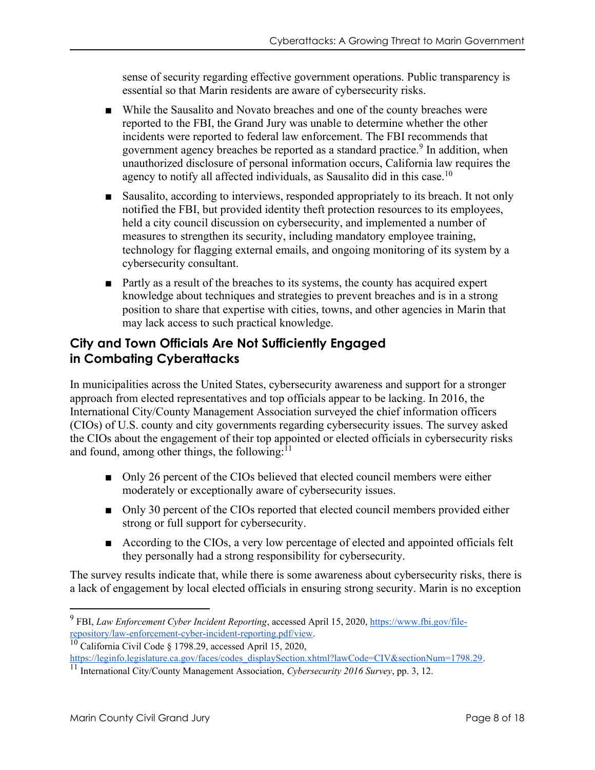sense of security regarding effective government operations. Public transparency is essential so that Marin residents are aware of cybersecurity risks.

- While the Sausalito and Novato breaches and one of the county breaches were reported to the FBI, the Grand Jury was unable to determine whether the other incidents were reported to federal law enforcement. The FBI recommends that government agency breaches be reported as a standard practice.[9] In addition, when unauthorized disclosure of personal information occurs, California law requires the agency to notify all affected individuals, as Sausalito did in this case.[10]
- Sausalito, according to interviews, responded appropriately to its breach. It not only notified the FBI, but provided identity theft protection resources to its employees, held a city council discussion on cybersecurity, and implemented a number of measures to strengthen its security, including mandatory employee training, technology for flagging external emails, and ongoing monitoring of its system by a cybersecurity consultant.
- Partly as a result of the breaches to its systems, the county has acquired expert knowledge about techniques and strategies to prevent breaches and is in a strong position to share that expertise with cities, towns, and other agencies in Marin that may lack access to such practical knowledge.

## City and Town Officials Are Not Sufficiently Engaged in Combating Cyberattacks

In municipalities across the United States, cybersecurity awareness and support for a stronger approach from elected representatives and top officials appear to be lacking. In 2016, the International City/County Management Association surveyed the chief information officers (CIOs) of U.S. county and city governments regarding cybersecurity issues. The survey asked the CIOs about the engagement of their top appointed or elected officials in cybersecurity risks and found, among other things, the following:[11]

- Only 26 percent of the CIOs believed that elected council members were either moderately or exceptionally aware of cybersecurity issues.
- Only 30 percent of the CIOs reported that elected council members provided either strong or full support for cybersecurity.
- According to the CIOs, a very low percentage of elected and appointed officials felt they personally had a strong responsibility for cybersecurity.

The survey results indicate that, while there is some awareness about cybersecurity risks, there is a lack of engagement by local elected officials in ensuring strong security. Marin is no exception

[9] FBI, *Law Enforcement Cyber Incident Reporting*, accessed April 15, 2020, https://www.fbi.gov/file-repository/law-enforcement-cyber-incident-reporting.pdf/view.

[10] California Civil Code § 1798.29, accessed April 15, 2020, https://leginfo.legislature.ca.gov/faces/codes_displaySection.xhtml?lawCode=CIV&sectionNum=1798.29.

[11] International City/County Management Association, *Cybersecurity 2016 Survey*, pp. 3, 12.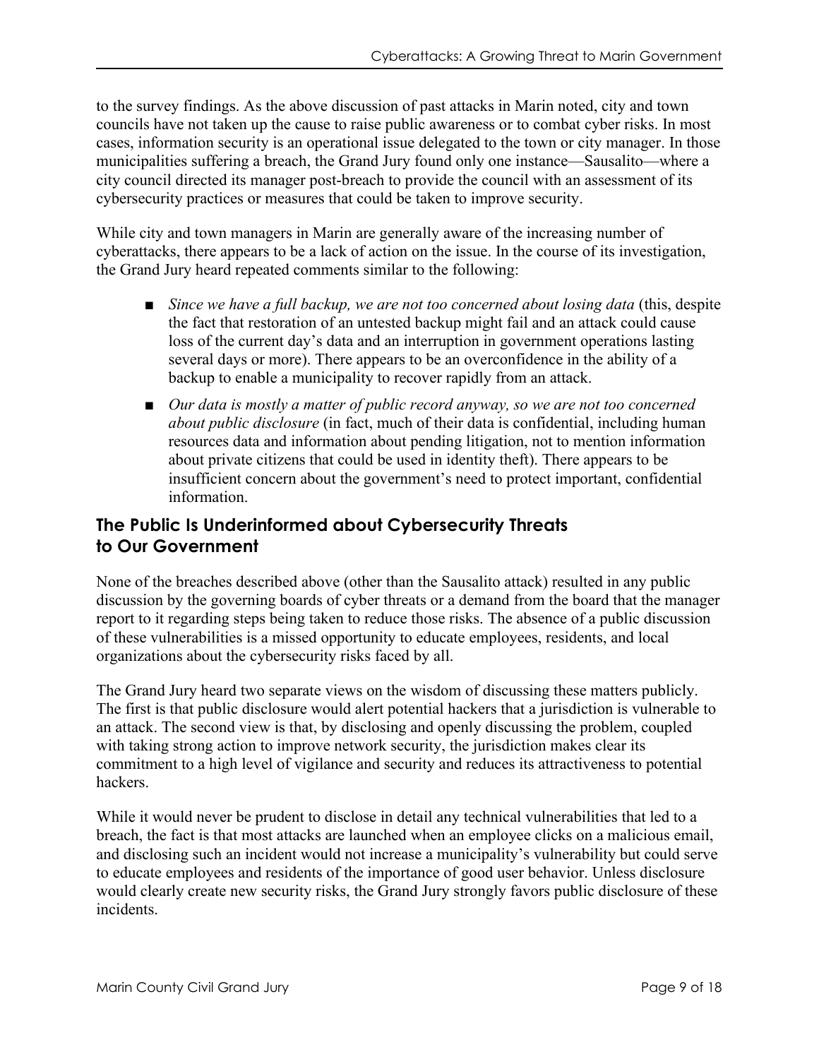to the survey findings. As the above discussion of past attacks in Marin noted, city and town councils have not taken up the cause to raise public awareness or to combat cyber risks. In most cases, information security is an operational issue delegated to the town or city manager. In those municipalities suffering a breach, the Grand Jury found only one instance—Sausalito—where a city council directed its manager post-breach to provide the council with an assessment of its cybersecurity practices or measures that could be taken to improve security.

While city and town managers in Marin are generally aware of the increasing number of cyberattacks, there appears to be a lack of action on the issue. In the course of its investigation, the Grand Jury heard repeated comments similar to the following:

- *Since we have a full backup, we are not too concerned about losing data* (this, despite the fact that restoration of an untested backup might fail and an attack could cause loss of the current day's data and an interruption in government operations lasting several days or more). There appears to be an overconfidence in the ability of a backup to enable a municipality to recover rapidly from an attack.
- *Our data is mostly a matter of public record anyway, so we are not too concerned about public disclosure* (in fact, much of their data is confidential, including human resources data and information about pending litigation, not to mention information about private citizens that could be used in identity theft). There appears to be insufficient concern about the government's need to protect important, confidential information.

## The Public Is Underinformed about Cybersecurity Threats to Our Government

None of the breaches described above (other than the Sausalito attack) resulted in any public discussion by the governing boards of cyber threats or a demand from the board that the manager report to it regarding steps being taken to reduce those risks. The absence of a public discussion of these vulnerabilities is a missed opportunity to educate employees, residents, and local organizations about the cybersecurity risks faced by all.

The Grand Jury heard two separate views on the wisdom of discussing these matters publicly. The first is that public disclosure would alert potential hackers that a jurisdiction is vulnerable to an attack. The second view is that, by disclosing and openly discussing the problem, coupled with taking strong action to improve network security, the jurisdiction makes clear its commitment to a high level of vigilance and security and reduces its attractiveness to potential hackers.

While it would never be prudent to disclose in detail any technical vulnerabilities that led to a breach, the fact is that most attacks are launched when an employee clicks on a malicious email, and disclosing such an incident would not increase a municipality's vulnerability but could serve to educate employees and residents of the importance of good user behavior. Unless disclosure would clearly create new security risks, the Grand Jury strongly favors public disclosure of these incidents.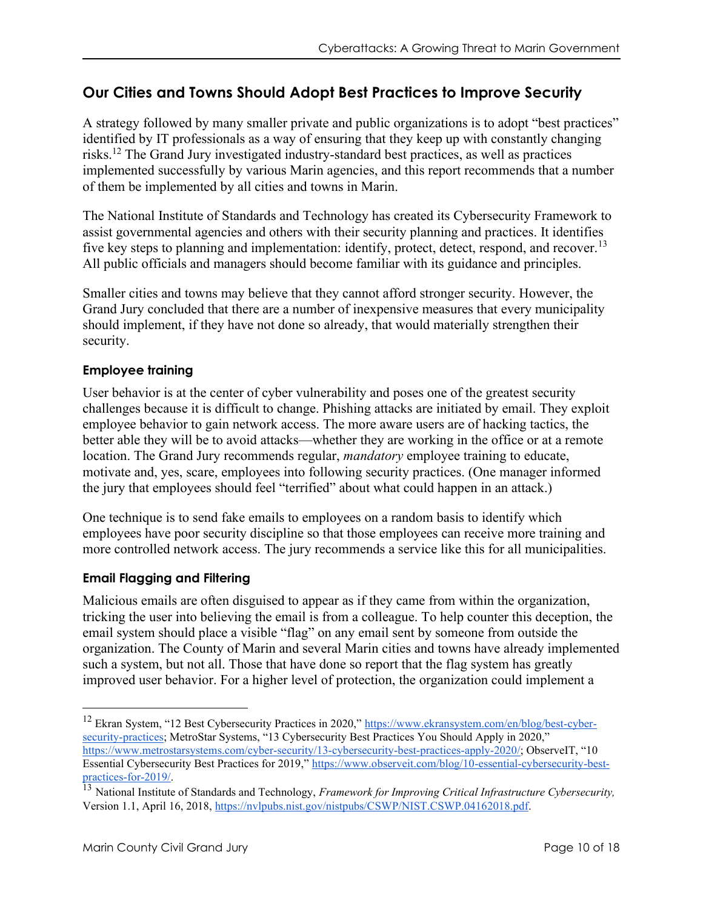## Our Cities and Towns Should Adopt Best Practices to Improve Security

A strategy followed by many smaller private and public organizations is to adopt "best practices" identified by IT professionals as a way of ensuring that they keep up with constantly changing risks.[12] The Grand Jury investigated industry-standard best practices, as well as practices implemented successfully by various Marin agencies, and this report recommends that a number of them be implemented by all cities and towns in Marin.

The National Institute of Standards and Technology has created its Cybersecurity Framework to assist governmental agencies and others with their security planning and practices. It identifies five key steps to planning and implementation: identify, protect, detect, respond, and recover.[13] All public officials and managers should become familiar with its guidance and principles.

Smaller cities and towns may believe that they cannot afford stronger security. However, the Grand Jury concluded that there are a number of inexpensive measures that every municipality should implement, if they have not done so already, that would materially strengthen their security.

### Employee training

User behavior is at the center of cyber vulnerability and poses one of the greatest security challenges because it is difficult to change. Phishing attacks are initiated by email. They exploit employee behavior to gain network access. The more aware users are of hacking tactics, the better able they will be to avoid attacks—whether they are working in the office or at a remote location. The Grand Jury recommends regular, *mandatory* employee training to educate, motivate and, yes, scare, employees into following security practices. (One manager informed the jury that employees should feel "terrified" about what could happen in an attack.)

One technique is to send fake emails to employees on a random basis to identify which employees have poor security discipline so that those employees can receive more training and more controlled network access. The jury recommends a service like this for all municipalities.

### Email Flagging and Filtering

Malicious emails are often disguised to appear as if they came from within the organization, tricking the user into believing the email is from a colleague. To help counter this deception, the email system should place a visible "flag" on any email sent by someone from outside the organization. The County of Marin and several Marin cities and towns have already implemented such a system, but not all. Those that have done so report that the flag system has greatly improved user behavior. For a higher level of protection, the organization could implement a

---

[12] Ekran System, "12 Best Cybersecurity Practices in 2020," https://www.ekransystem.com/en/blog/best-cyber-security-practices; MetroStar Systems, "13 Cybersecurity Best Practices You Should Apply in 2020," https://www.metrostarsystems.com/cyber-security/13-cybersecurity-best-practices-apply-2020/; ObserveIT, "10 Essential Cybersecurity Best Practices for 2019," https://www.observeit.com/blog/10-essential-cybersecurity-best-practices-for-2019/.

[13] National Institute of Standards and Technology, *Framework for Improving Critical Infrastructure Cybersecurity,* Version 1.1, April 16, 2018, https://nvlpubs.nist.gov/nistpubs/CSWP/NIST.CSWP.04162018.pdf.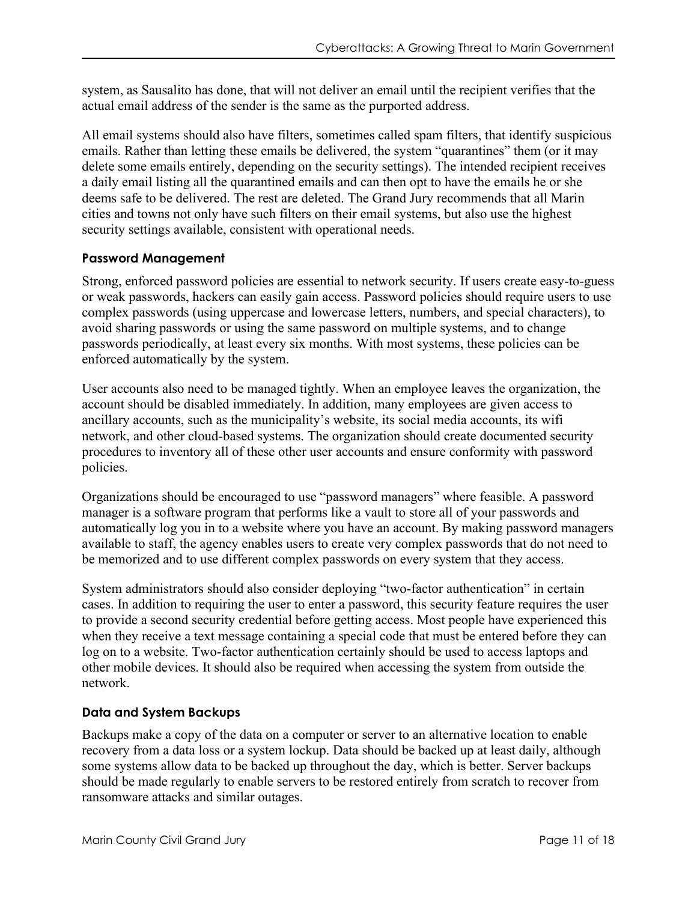system, as Sausalito has done, that will not deliver an email until the recipient verifies that the actual email address of the sender is the same as the purported address.

All email systems should also have filters, sometimes called spam filters, that identify suspicious emails. Rather than letting these emails be delivered, the system "quarantines" them (or it may delete some emails entirely, depending on the security settings). The intended recipient receives a daily email listing all the quarantined emails and can then opt to have the emails he or she deems safe to be delivered. The rest are deleted. The Grand Jury recommends that all Marin cities and towns not only have such filters on their email systems, but also use the highest security settings available, consistent with operational needs.

### Password Management

Strong, enforced password policies are essential to network security. If users create easy-to-guess or weak passwords, hackers can easily gain access. Password policies should require users to use complex passwords (using uppercase and lowercase letters, numbers, and special characters), to avoid sharing passwords or using the same password on multiple systems, and to change passwords periodically, at least every six months. With most systems, these policies can be enforced automatically by the system.

User accounts also need to be managed tightly. When an employee leaves the organization, the account should be disabled immediately. In addition, many employees are given access to ancillary accounts, such as the municipality's website, its social media accounts, its wifi network, and other cloud-based systems. The organization should create documented security procedures to inventory all of these other user accounts and ensure conformity with password policies.

Organizations should be encouraged to use "password managers" where feasible. A password manager is a software program that performs like a vault to store all of your passwords and automatically log you in to a website where you have an account. By making password managers available to staff, the agency enables users to create very complex passwords that do not need to be memorized and to use different complex passwords on every system that they access.

System administrators should also consider deploying "two-factor authentication" in certain cases. In addition to requiring the user to enter a password, this security feature requires the user to provide a second security credential before getting access. Most people have experienced this when they receive a text message containing a special code that must be entered before they can log on to a website. Two-factor authentication certainly should be used to access laptops and other mobile devices. It should also be required when accessing the system from outside the network.

### Data and System Backups

Backups make a copy of the data on a computer or server to an alternative location to enable recovery from a data loss or a system lockup. Data should be backed up at least daily, although some systems allow data to be backed up throughout the day, which is better. Server backups should be made regularly to enable servers to be restored entirely from scratch to recover from ransomware attacks and similar outages.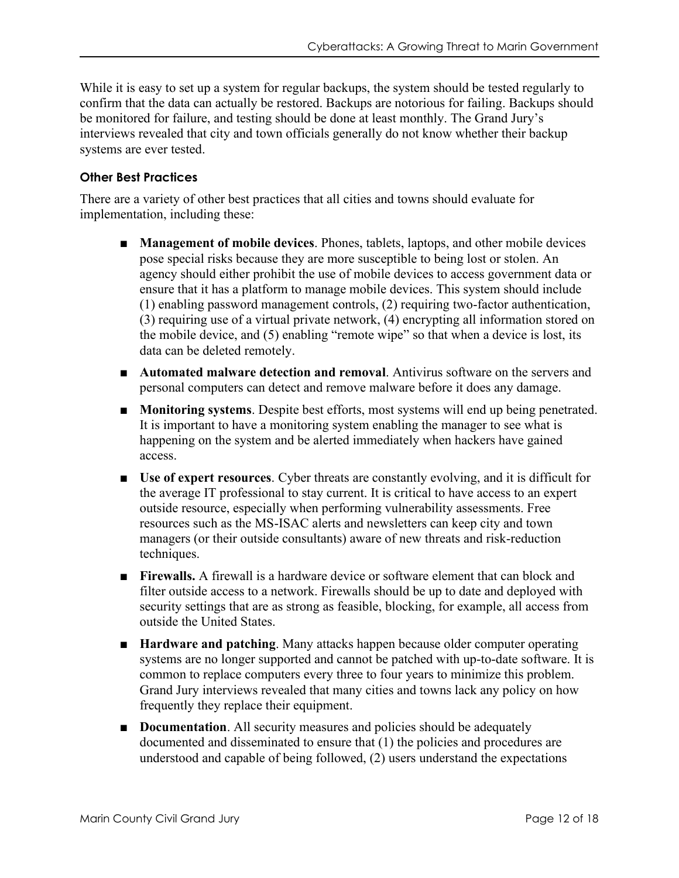While it is easy to set up a system for regular backups, the system should be tested regularly to confirm that the data can actually be restored. Backups are notorious for failing. Backups should be monitored for failure, and testing should be done at least monthly. The Grand Jury's interviews revealed that city and town officials generally do not know whether their backup systems are ever tested.

### Other Best Practices

There are a variety of other best practices that all cities and towns should evaluate for implementation, including these:

- **Management of mobile devices**. Phones, tablets, laptops, and other mobile devices pose special risks because they are more susceptible to being lost or stolen. An agency should either prohibit the use of mobile devices to access government data or ensure that it has a platform to manage mobile devices. This system should include (1) enabling password management controls, (2) requiring two-factor authentication, (3) requiring use of a virtual private network, (4) encrypting all information stored on the mobile device, and (5) enabling "remote wipe" so that when a device is lost, its data can be deleted remotely.
- **Automated malware detection and removal**. Antivirus software on the servers and personal computers can detect and remove malware before it does any damage.
- **Monitoring systems**. Despite best efforts, most systems will end up being penetrated. It is important to have a monitoring system enabling the manager to see what is happening on the system and be alerted immediately when hackers have gained access.
- **Use of expert resources**. Cyber threats are constantly evolving, and it is difficult for the average IT professional to stay current. It is critical to have access to an expert outside resource, especially when performing vulnerability assessments. Free resources such as the MS-ISAC alerts and newsletters can keep city and town managers (or their outside consultants) aware of new threats and risk-reduction techniques.
- **Firewalls.** A firewall is a hardware device or software element that can block and filter outside access to a network. Firewalls should be up to date and deployed with security settings that are as strong as feasible, blocking, for example, all access from outside the United States.
- **Hardware and patching**. Many attacks happen because older computer operating systems are no longer supported and cannot be patched with up-to-date software. It is common to replace computers every three to four years to minimize this problem. Grand Jury interviews revealed that many cities and towns lack any policy on how frequently they replace their equipment.
- **Documentation**. All security measures and policies should be adequately documented and disseminated to ensure that (1) the policies and procedures are understood and capable of being followed, (2) users understand the expectations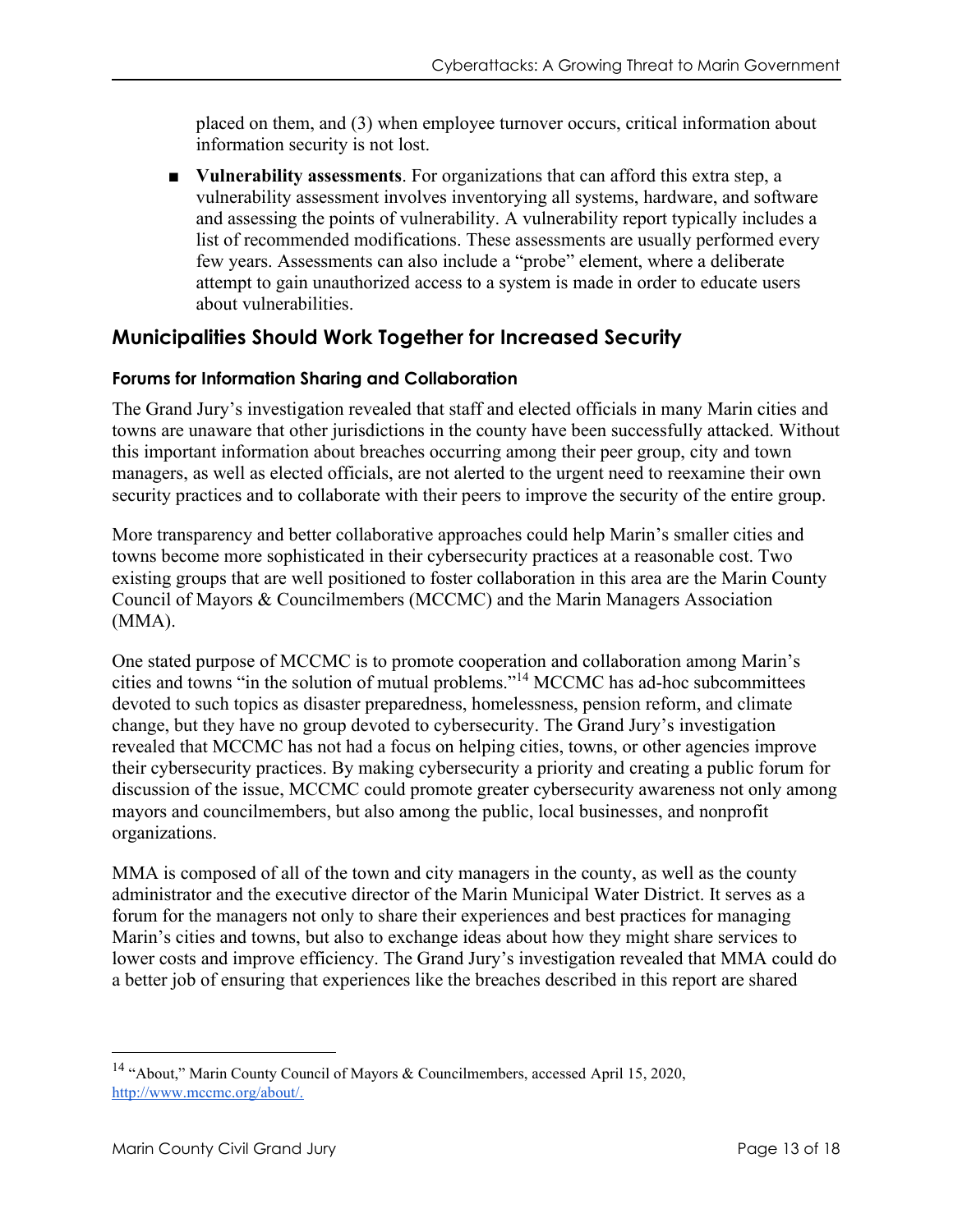placed on them, and (3) when employee turnover occurs, critical information about information security is not lost.

- **Vulnerability assessments**. For organizations that can afford this extra step, a vulnerability assessment involves inventorying all systems, hardware, and software and assessing the points of vulnerability. A vulnerability report typically includes a list of recommended modifications. These assessments are usually performed every few years. Assessments can also include a "probe" element, where a deliberate attempt to gain unauthorized access to a system is made in order to educate users about vulnerabilities.

## Municipalities Should Work Together for Increased Security

### Forums for Information Sharing and Collaboration

The Grand Jury's investigation revealed that staff and elected officials in many Marin cities and towns are unaware that other jurisdictions in the county have been successfully attacked. Without this important information about breaches occurring among their peer group, city and town managers, as well as elected officials, are not alerted to the urgent need to reexamine their own security practices and to collaborate with their peers to improve the security of the entire group.

More transparency and better collaborative approaches could help Marin's smaller cities and towns become more sophisticated in their cybersecurity practices at a reasonable cost. Two existing groups that are well positioned to foster collaboration in this area are the Marin County Council of Mayors & Councilmembers (MCCMC) and the Marin Managers Association (MMA).

One stated purpose of MCCMC is to promote cooperation and collaboration among Marin's cities and towns "in the solution of mutual problems."[14] MCCMC has ad-hoc subcommittees devoted to such topics as disaster preparedness, homelessness, pension reform, and climate change, but they have no group devoted to cybersecurity. The Grand Jury's investigation revealed that MCCMC has not had a focus on helping cities, towns, or other agencies improve their cybersecurity practices. By making cybersecurity a priority and creating a public forum for discussion of the issue, MCCMC could promote greater cybersecurity awareness not only among mayors and councilmembers, but also among the public, local businesses, and nonprofit organizations.

MMA is composed of all of the town and city managers in the county, as well as the county administrator and the executive director of the Marin Municipal Water District. It serves as a forum for the managers not only to share their experiences and best practices for managing Marin's cities and towns, but also to exchange ideas about how they might share services to lower costs and improve efficiency. The Grand Jury's investigation revealed that MMA could do a better job of ensuring that experiences like the breaches described in this report are shared

---

[14] "About," Marin County Council of Mayors & Councilmembers, accessed April 15, 2020, http://www.mccmc.org/about/.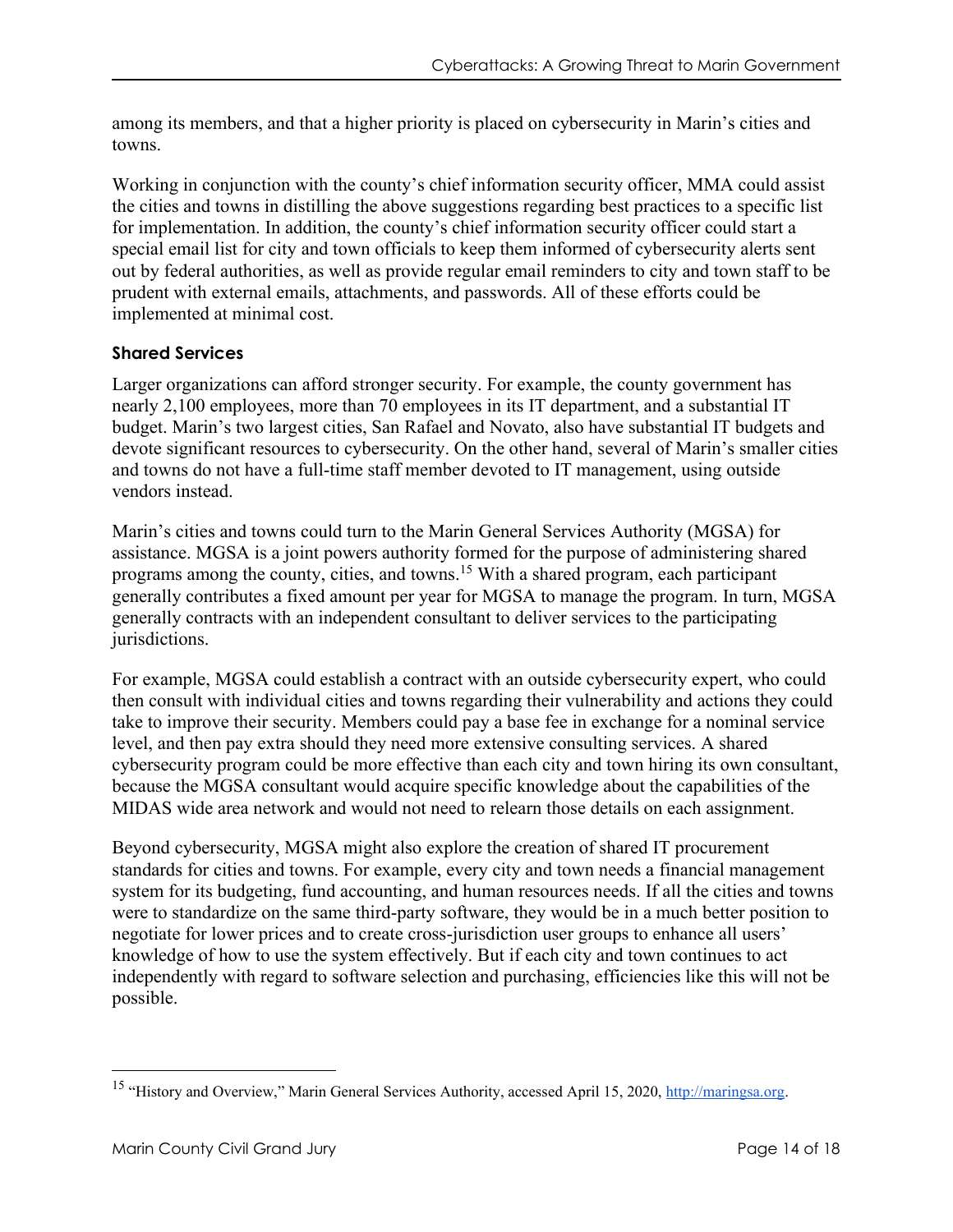among its members, and that a higher priority is placed on cybersecurity in Marin's cities and towns.

Working in conjunction with the county's chief information security officer, MMA could assist the cities and towns in distilling the above suggestions regarding best practices to a specific list for implementation. In addition, the county's chief information security officer could start a special email list for city and town officials to keep them informed of cybersecurity alerts sent out by federal authorities, as well as provide regular email reminders to city and town staff to be prudent with external emails, attachments, and passwords. All of these efforts could be implemented at minimal cost.

### Shared Services

Larger organizations can afford stronger security. For example, the county government has nearly 2,100 employees, more than 70 employees in its IT department, and a substantial IT budget. Marin's two largest cities, San Rafael and Novato, also have substantial IT budgets and devote significant resources to cybersecurity. On the other hand, several of Marin's smaller cities and towns do not have a full-time staff member devoted to IT management, using outside vendors instead.

Marin's cities and towns could turn to the Marin General Services Authority (MGSA) for assistance. MGSA is a joint powers authority formed for the purpose of administering shared programs among the county, cities, and towns.[15] With a shared program, each participant generally contributes a fixed amount per year for MGSA to manage the program. In turn, MGSA generally contracts with an independent consultant to deliver services to the participating jurisdictions.

For example, MGSA could establish a contract with an outside cybersecurity expert, who could then consult with individual cities and towns regarding their vulnerability and actions they could take to improve their security. Members could pay a base fee in exchange for a nominal service level, and then pay extra should they need more extensive consulting services. A shared cybersecurity program could be more effective than each city and town hiring its own consultant, because the MGSA consultant would acquire specific knowledge about the capabilities of the MIDAS wide area network and would not need to relearn those details on each assignment.

Beyond cybersecurity, MGSA might also explore the creation of shared IT procurement standards for cities and towns. For example, every city and town needs a financial management system for its budgeting, fund accounting, and human resources needs. If all the cities and towns were to standardize on the same third-party software, they would be in a much better position to negotiate for lower prices and to create cross-jurisdiction user groups to enhance all users' knowledge of how to use the system effectively. But if each city and town continues to act independently with regard to software selection and purchasing, efficiencies like this will not be possible.

---

[15] "History and Overview," Marin General Services Authority, accessed April 15, 2020, http://maringsa.org.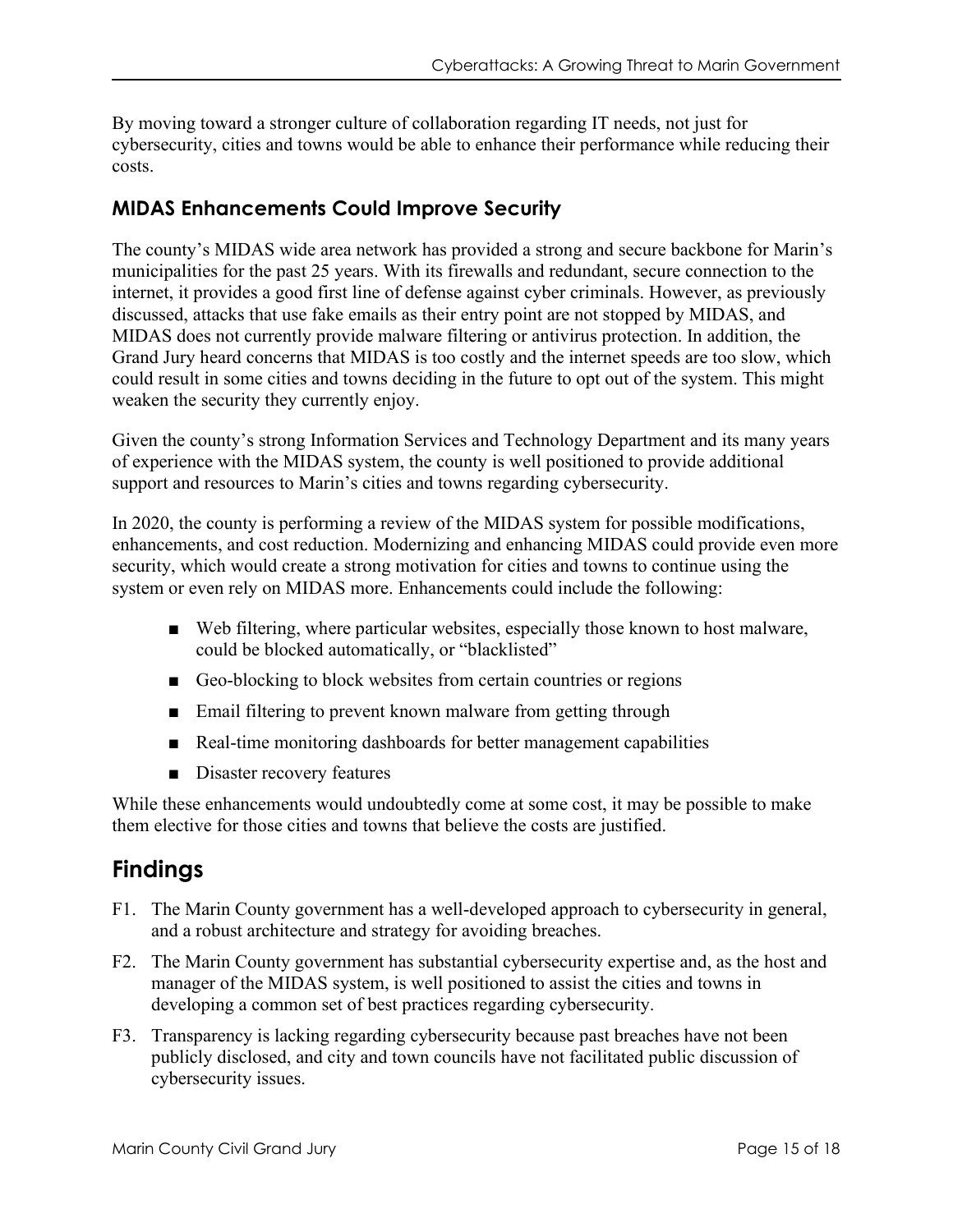By moving toward a stronger culture of collaboration regarding IT needs, not just for cybersecurity, cities and towns would be able to enhance their performance while reducing their costs.

### MIDAS Enhancements Could Improve Security

The county's MIDAS wide area network has provided a strong and secure backbone for Marin's municipalities for the past 25 years. With its firewalls and redundant, secure connection to the internet, it provides a good first line of defense against cyber criminals. However, as previously discussed, attacks that use fake emails as their entry point are not stopped by MIDAS, and MIDAS does not currently provide malware filtering or antivirus protection. In addition, the Grand Jury heard concerns that MIDAS is too costly and the internet speeds are too slow, which could result in some cities and towns deciding in the future to opt out of the system. This might weaken the security they currently enjoy.

Given the county's strong Information Services and Technology Department and its many years of experience with the MIDAS system, the county is well positioned to provide additional support and resources to Marin's cities and towns regarding cybersecurity.

In 2020, the county is performing a review of the MIDAS system for possible modifications, enhancements, and cost reduction. Modernizing and enhancing MIDAS could provide even more security, which would create a strong motivation for cities and towns to continue using the system or even rely on MIDAS more. Enhancements could include the following:

- Web filtering, where particular websites, especially those known to host malware, could be blocked automatically, or "blacklisted"
- Geo-blocking to block websites from certain countries or regions
- Email filtering to prevent known malware from getting through
- Real-time monitoring dashboards for better management capabilities
- Disaster recovery features

While these enhancements would undoubtedly come at some cost, it may be possible to make them elective for those cities and towns that believe the costs are justified.

## Findings

F1. The Marin County government has a well-developed approach to cybersecurity in general, and a robust architecture and strategy for avoiding breaches.

F2. The Marin County government has substantial cybersecurity expertise and, as the host and manager of the MIDAS system, is well positioned to assist the cities and towns in developing a common set of best practices regarding cybersecurity.

F3. Transparency is lacking regarding cybersecurity because past breaches have not been publicly disclosed, and city and town councils have not facilitated public discussion of cybersecurity issues.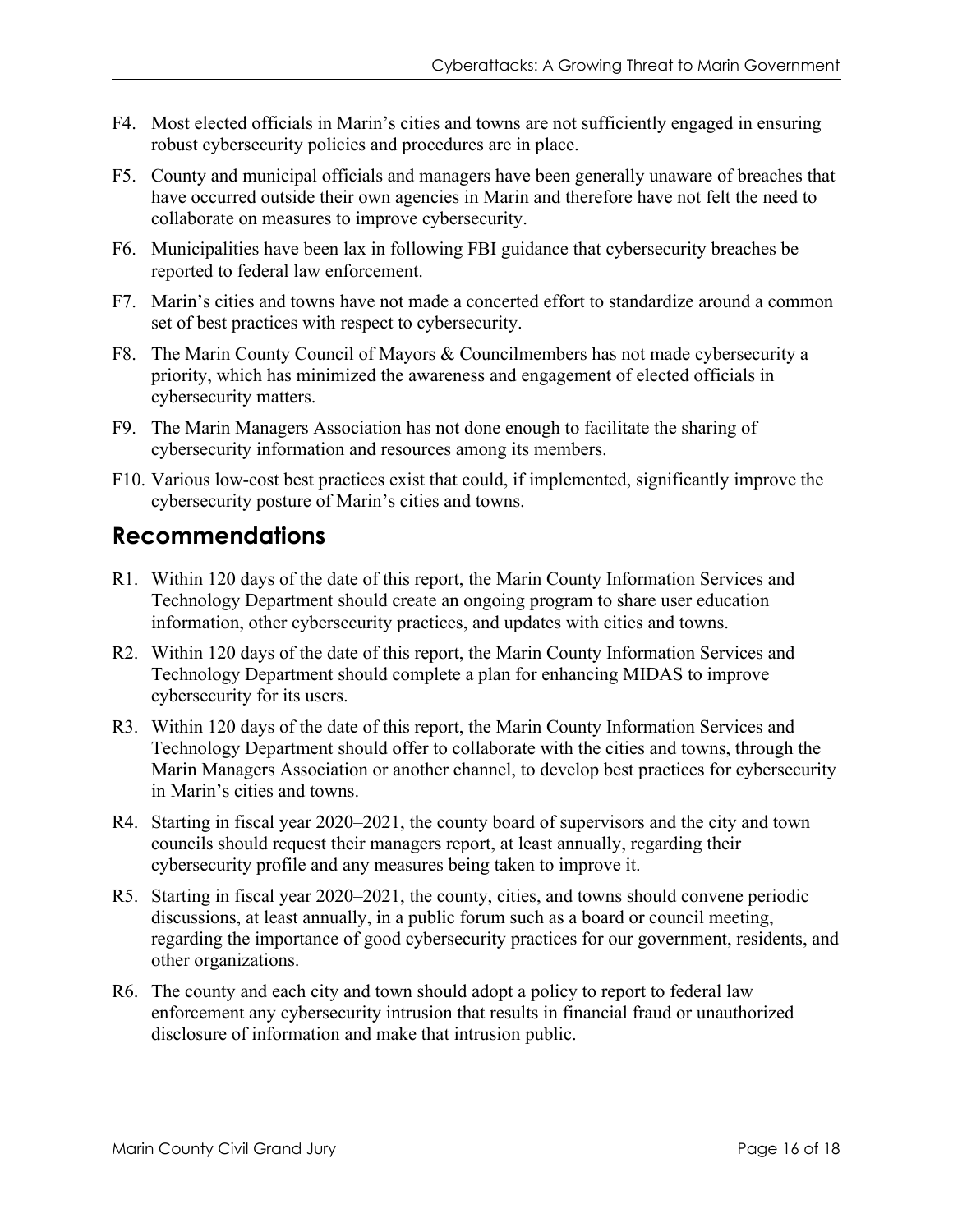F4. Most elected officials in Marin's cities and towns are not sufficiently engaged in ensuring robust cybersecurity policies and procedures are in place.

F5. County and municipal officials and managers have been generally unaware of breaches that have occurred outside their own agencies in Marin and therefore have not felt the need to collaborate on measures to improve cybersecurity.

F6. Municipalities have been lax in following FBI guidance that cybersecurity breaches be reported to federal law enforcement.

F7. Marin's cities and towns have not made a concerted effort to standardize around a common set of best practices with respect to cybersecurity.

F8. The Marin County Council of Mayors & Councilmembers has not made cybersecurity a priority, which has minimized the awareness and engagement of elected officials in cybersecurity matters.

F9. The Marin Managers Association has not done enough to facilitate the sharing of cybersecurity information and resources among its members.

F10. Various low-cost best practices exist that could, if implemented, significantly improve the cybersecurity posture of Marin's cities and towns.

## Recommendations

R1. Within 120 days of the date of this report, the Marin County Information Services and Technology Department should create an ongoing program to share user education information, other cybersecurity practices, and updates with cities and towns.

R2. Within 120 days of the date of this report, the Marin County Information Services and Technology Department should complete a plan for enhancing MIDAS to improve cybersecurity for its users.

R3. Within 120 days of the date of this report, the Marin County Information Services and Technology Department should offer to collaborate with the cities and towns, through the Marin Managers Association or another channel, to develop best practices for cybersecurity in Marin's cities and towns.

R4. Starting in fiscal year 2020–2021, the county board of supervisors and the city and town councils should request their managers report, at least annually, regarding their cybersecurity profile and any measures being taken to improve it.

R5. Starting in fiscal year 2020–2021, the county, cities, and towns should convene periodic discussions, at least annually, in a public forum such as a board or council meeting, regarding the importance of good cybersecurity practices for our government, residents, and other organizations.

R6. The county and each city and town should adopt a policy to report to federal law enforcement any cybersecurity intrusion that results in financial fraud or unauthorized disclosure of information and make that intrusion public.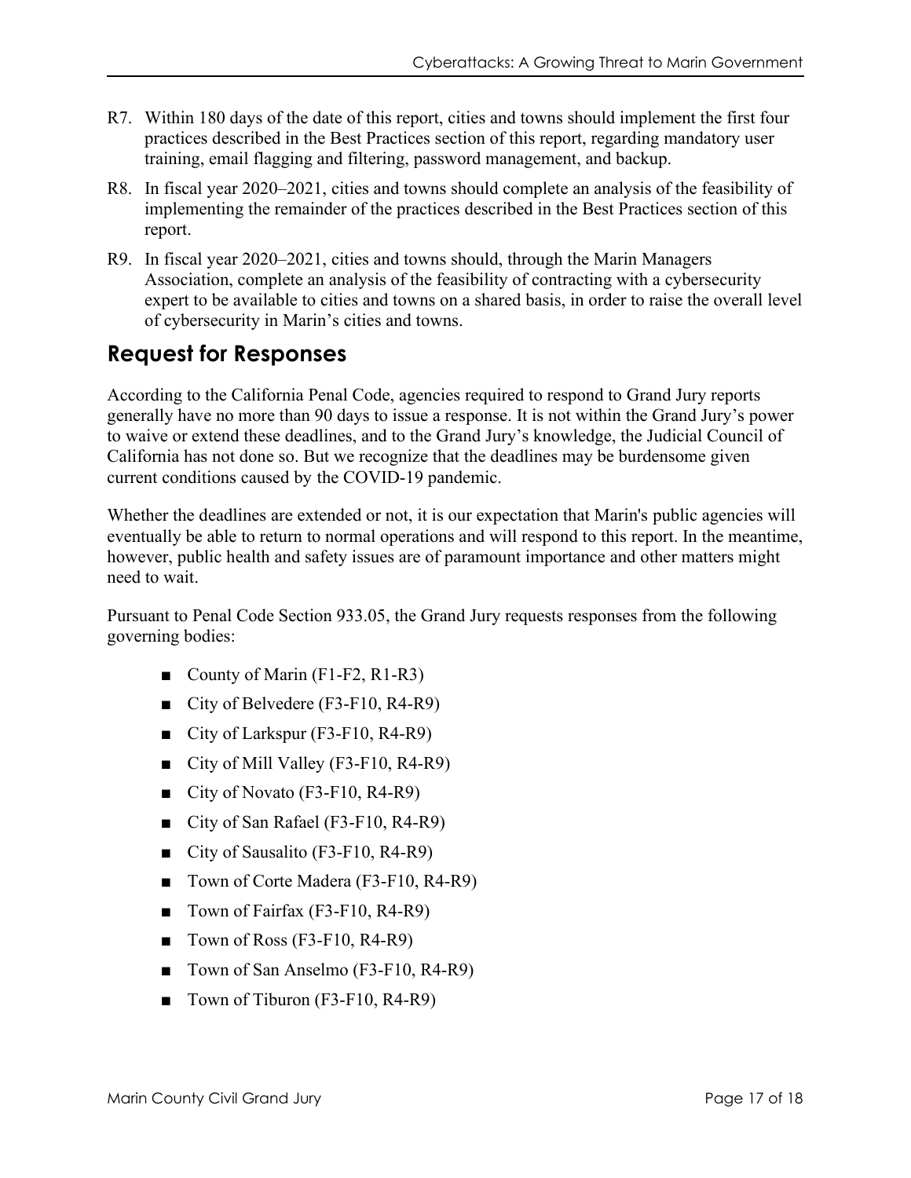R7. Within 180 days of the date of this report, cities and towns should implement the first four practices described in the Best Practices section of this report, regarding mandatory user training, email flagging and filtering, password management, and backup.

R8. In fiscal year 2020–2021, cities and towns should complete an analysis of the feasibility of implementing the remainder of the practices described in the Best Practices section of this report.

R9. In fiscal year 2020–2021, cities and towns should, through the Marin Managers Association, complete an analysis of the feasibility of contracting with a cybersecurity expert to be available to cities and towns on a shared basis, in order to raise the overall level of cybersecurity in Marin's cities and towns.

## Request for Responses

According to the California Penal Code, agencies required to respond to Grand Jury reports generally have no more than 90 days to issue a response. It is not within the Grand Jury's power to waive or extend these deadlines, and to the Grand Jury's knowledge, the Judicial Council of California has not done so. But we recognize that the deadlines may be burdensome given current conditions caused by the COVID-19 pandemic.

Whether the deadlines are extended or not, it is our expectation that Marin's public agencies will eventually be able to return to normal operations and will respond to this report. In the meantime, however, public health and safety issues are of paramount importance and other matters might need to wait.

Pursuant to Penal Code Section 933.05, the Grand Jury requests responses from the following governing bodies:

- County of Marin (F1-F2, R1-R3)
- City of Belvedere (F3-F10, R4-R9)
- City of Larkspur (F3-F10, R4-R9)
- City of Mill Valley (F3-F10, R4-R9)
- City of Novato (F3-F10, R4-R9)
- City of San Rafael (F3-F10, R4-R9)
- City of Sausalito (F3-F10, R4-R9)
- Town of Corte Madera (F3-F10, R4-R9)
- Town of Fairfax (F3-F10, R4-R9)
- Town of Ross (F3-F10, R4-R9)
- Town of San Anselmo (F3-F10, R4-R9)
- Town of Tiburon (F3-F10, R4-R9)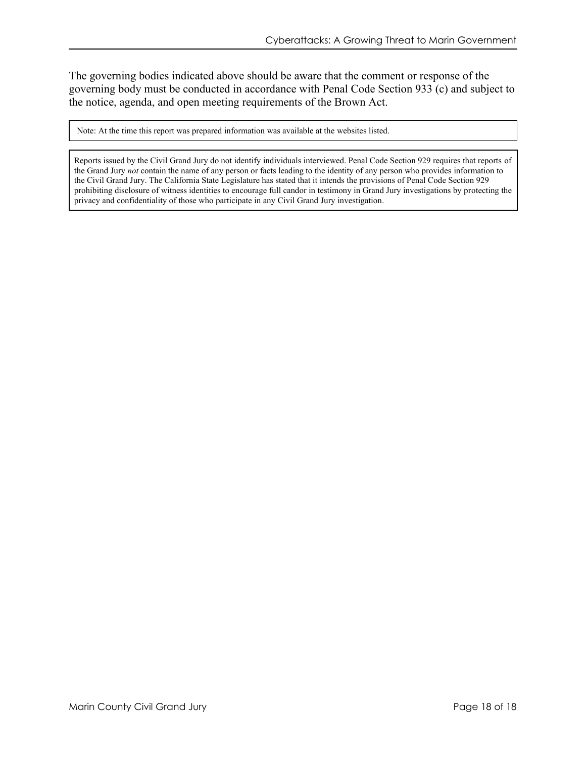The governing bodies indicated above should be aware that the comment or response of the governing body must be conducted in accordance with Penal Code Section 933 (c) and subject to the notice, agenda, and open meeting requirements of the Brown Act.

Note: At the time this report was prepared information was available at the websites listed.

Reports issued by the Civil Grand Jury do not identify individuals interviewed. Penal Code Section 929 requires that reports of the Grand Jury *not* contain the name of any person or facts leading to the identity of any person who provides information to the Civil Grand Jury. The California State Legislature has stated that it intends the provisions of Penal Code Section 929 prohibiting disclosure of witness identities to encourage full candor in testimony in Grand Jury investigations by protecting the privacy and confidentiality of those who participate in any Civil Grand Jury investigation.